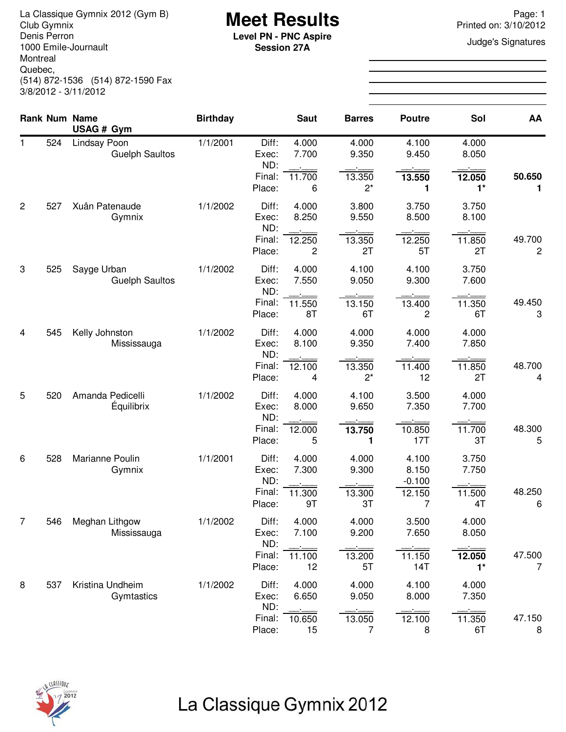La Classique Gymnix 2012 (Gym B)
Club Gymnix
Denis Perron
1000 Emile-Journault
Montreal
Quebec,
(514) 872-1536 (514) 872-1590 Fax
3/8/2012 - 3/11/2012

# Meet Results

**Level PN - PNC Aspire**
**Session 27A**

Page: 1
Printed on: 3/10/2012

Judge's Signatures

| Rank | Num | Name / USAG # Gym | Birthday | | Saut | Barres | Poutre | Sol | AA |
|---|---|---|---|---|---|---|---|---|---|
| 1 | 524 | Lindsay Poon | 1/1/2001 | Diff: | 4.000 | 4.000 | 4.100 | 4.000 | |
| | | Guelph Saultos | | Exec: | 7.700 | 9.350 | 9.450 | 8.050 | |
| | | | | ND: | __.___ | __.___ | __.___ | __.___ | |
| | | | | Final: | 11.700 | 13.350 | **13.550** | **12.050** | **50.650** |
| | | | | Place: | 6 | 2* | **1** | **1*** | **1** |
| 2 | 527 | Xuân Patenaude | 1/1/2002 | Diff: | 4.000 | 3.800 | 3.750 | 3.750 | |
| | | Gymnix | | Exec: | 8.250 | 9.550 | 8.500 | 8.100 | |
| | | | | ND: | __.___ | __.___ | __.___ | __.___ | |
| | | | | Final: | 12.250 | 13.350 | 12.250 | 11.850 | 49.700 |
| | | | | Place: | 2 | 2T | 5T | 2T | 2 |
| 3 | 525 | Sayge Urban | 1/1/2002 | Diff: | 4.000 | 4.100 | 4.100 | 3.750 | |
| | | Guelph Saultos | | Exec: | 7.550 | 9.050 | 9.300 | 7.600 | |
| | | | | ND: | __.___ | __.___ | __.___ | __.___ | |
| | | | | Final: | 11.550 | 13.150 | 13.400 | 11.350 | 49.450 |
| | | | | Place: | 8T | 6T | 2 | 6T | 3 |
| 4 | 545 | Kelly Johnston | 1/1/2002 | Diff: | 4.000 | 4.000 | 4.000 | 4.000 | |
| | | Mississauga | | Exec: | 8.100 | 9.350 | 7.400 | 7.850 | |
| | | | | ND: | __.___ | __.___ | __.___ | __.___ | |
| | | | | Final: | 12.100 | 13.350 | 11.400 | 11.850 | 48.700 |
| | | | | Place: | 4 | 2* | 12 | 2T | 4 |
| 5 | 520 | Amanda Pedicelli | 1/1/2002 | Diff: | 4.000 | 4.100 | 3.500 | 4.000 | |
| | | Équilibrix | | Exec: | 8.000 | 9.650 | 7.350 | 7.700 | |
| | | | | ND: | __.___ | __.___ | __.___ | __.___ | |
| | | | | Final: | 12.000 | **13.750** | 10.850 | 11.700 | 48.300 |
| | | | | Place: | 5 | **1** | 17T | 3T | 5 |
| 6 | 528 | Marianne Poulin | 1/1/2001 | Diff: | 4.000 | 4.000 | 4.100 | 3.750 | |
| | | Gymnix | | Exec: | 7.300 | 9.300 | 8.150 | 7.750 | |
| | | | | ND: | __.___ | __.___ | -0.100 | __.___ | |
| | | | | Final: | 11.300 | 13.300 | 12.150 | 11.500 | 48.250 |
| | | | | Place: | 9T | 3T | 7 | 4T | 6 |
| 7 | 546 | Meghan Lithgow | 1/1/2002 | Diff: | 4.000 | 4.000 | 3.500 | 4.000 | |
| | | Mississauga | | Exec: | 7.100 | 9.200 | 7.650 | 8.050 | |
| | | | | ND: | __.___ | __.___ | __.___ | __.___ | |
| | | | | Final: | 11.100 | 13.200 | 11.150 | **12.050** | 47.500 |
| | | | | Place: | 12 | 5T | 14T | **1*** | 7 |
| 8 | 537 | Kristina Undheim | 1/1/2002 | Diff: | 4.000 | 4.000 | 4.100 | 4.000 | |
| | | Gymtastics | | Exec: | 6.650 | 9.050 | 8.000 | 7.350 | |
| | | | | ND: | __.___ | __.___ | __.___ | __.___ | |
| | | | | Final: | 10.650 | 13.050 | 12.100 | 11.350 | 47.150 |
| | | | | Place: | 15 | 7 | 8 | 6T | 8 |

La Classique Gymnix 2012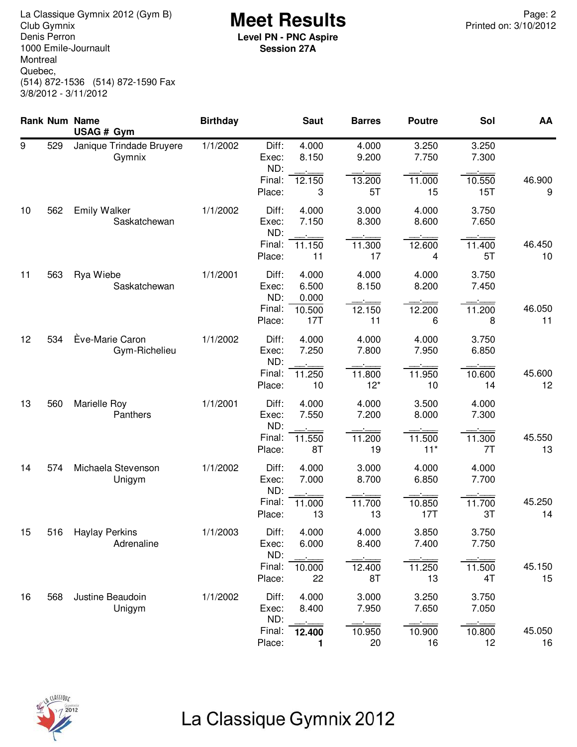La Classique Gymnix 2012 (Gym B)
Club Gymnix
Denis Perron
1000 Emile-Journault
Montreal
Quebec,
(514) 872-1536 (514) 872-1590 Fax
3/8/2012 - 3/11/2012

# Meet Results

**Level PN - PNC Aspire**
**Session 27A**

Printed on: 3/10/2012

| Rank | Num | Name / USAG # Gym | Birthday | | Saut | Barres | Poutre | Sol | AA |
|---|---|---|---|---|---|---|---|---|---|
| 9 | 529 | Janique Trindade Bruyere | 1/1/2002 | Diff: | 4.000 | 4.000 | 3.250 | 3.250 | |
| | | Gymnix | | Exec: | 8.150 | 9.200 | 7.750 | 7.300 | |
| | | | | ND: | __.___ | __.___ | __.___ | __.___ | |
| | | | | Final: | 12.150 | 13.200 | 11.000 | 10.550 | 46.900 |
| | | | | Place: | 3 | 5T | 15 | 15T | 9 |
| 10 | 562 | Emily Walker | 1/1/2002 | Diff: | 4.000 | 3.000 | 4.000 | 3.750 | |
| | | Saskatchewan | | Exec: | 7.150 | 8.300 | 8.600 | 7.650 | |
| | | | | ND: | __.___ | __.___ | __.___ | __.___ | |
| | | | | Final: | 11.150 | 11.300 | 12.600 | 11.400 | 46.450 |
| | | | | Place: | 11 | 17 | 4 | 5T | 10 |
| 11 | 563 | Rya Wiebe | 1/1/2001 | Diff: | 4.000 | 4.000 | 4.000 | 3.750 | |
| | | Saskatchewan | | Exec: | 6.500 | 8.150 | 8.200 | 7.450 | |
| | | | | ND: | 0.000 | __.___ | __.___ | __.___ | |
| | | | | Final: | 10.500 | 12.150 | 12.200 | 11.200 | 46.050 |
| | | | | Place: | 17T | 11 | 6 | 8 | 11 |
| 12 | 534 | Ève-Marie Caron | 1/1/2002 | Diff: | 4.000 | 4.000 | 4.000 | 3.750 | |
| | | Gym-Richelieu | | Exec: | 7.250 | 7.800 | 7.950 | 6.850 | |
| | | | | ND: | __.___ | __.___ | __.___ | __.___ | |
| | | | | Final: | 11.250 | 11.800 | 11.950 | 10.600 | 45.600 |
| | | | | Place: | 10 | 12* | 10 | 14 | 12 |
| 13 | 560 | Marielle Roy | 1/1/2001 | Diff: | 4.000 | 4.000 | 3.500 | 4.000 | |
| | | Panthers | | Exec: | 7.550 | 7.200 | 8.000 | 7.300 | |
| | | | | ND: | __.___ | __.___ | __.___ | __.___ | |
| | | | | Final: | 11.550 | 11.200 | 11.500 | 11.300 | 45.550 |
| | | | | Place: | 8T | 19 | 11* | 7T | 13 |
| 14 | 574 | Michaela Stevenson | 1/1/2002 | Diff: | 4.000 | 3.000 | 4.000 | 4.000 | |
| | | Unigym | | Exec: | 7.000 | 8.700 | 6.850 | 7.700 | |
| | | | | ND: | __.___ | __.___ | __.___ | __.___ | |
| | | | | Final: | 11.000 | 11.700 | 10.850 | 11.700 | 45.250 |
| | | | | Place: | 13 | 13 | 17T | 3T | 14 |
| 15 | 516 | Haylay Perkins | 1/1/2003 | Diff: | 4.000 | 4.000 | 3.850 | 3.750 | |
| | | Adrenaline | | Exec: | 6.000 | 8.400 | 7.400 | 7.750 | |
| | | | | ND: | __.___ | __.___ | __.___ | __.___ | |
| | | | | Final: | 10.000 | 12.400 | 11.250 | 11.500 | 45.150 |
| | | | | Place: | 22 | 8T | 13 | 4T | 15 |
| 16 | 568 | Justine Beaudoin | 1/1/2002 | Diff: | 4.000 | 3.000 | 3.250 | 3.750 | |
| | | Unigym | | Exec: | 8.400 | 7.950 | 7.650 | 7.050 | |
| | | | | ND: | __.___ | __.___ | __.___ | __.___ | |
| | | | | Final: | **12.400** | 10.950 | 10.900 | 10.800 | 45.050 |
| | | | | Place: | **1** | 20 | 16 | 12 | 16 |

La Classique Gymnix 2012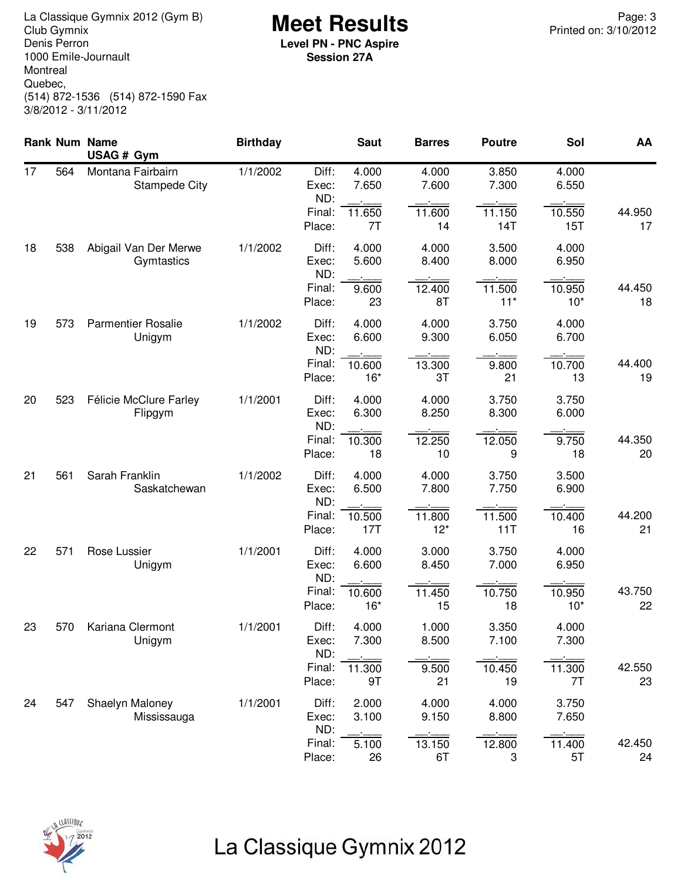La Classique Gymnix 2012 (Gym B)
Club Gymnix
Denis Perron
1000 Emile-Journault
Montreal
Quebec,
(514) 872-1536 (514) 872-1590 Fax
3/8/2012 - 3/11/2012

# Meet Results

**Level PN - PNC Aspire**
**Session 27A**

Printed on: 3/10/2012

| Rank | Num | Name / USAG # Gym | Birthday | | Saut | Barres | Poutre | Sol | AA |
|---|---|---|---|---|---|---|---|---|---|
| 17 | 564 | Montana Fairbairn | 1/1/2002 | Diff: | 4.000 | 4.000 | 3.850 | 4.000 | |
| | | Stampede City | | Exec: | 7.650 | 7.600 | 7.300 | 6.550 | |
| | | | | ND: | __.___ | __.___ | __.___ | __.___ | |
| | | | | Final: | 11.650 | 11.600 | 11.150 | 10.550 | 44.950 |
| | | | | Place: | 7T | 14 | 14T | 15T | 17 |
| 18 | 538 | Abigail Van Der Merwe | 1/1/2002 | Diff: | 4.000 | 4.000 | 3.500 | 4.000 | |
| | | Gymtastics | | Exec: | 5.600 | 8.400 | 8.000 | 6.950 | |
| | | | | ND: | __.___ | __.___ | __.___ | __.___ | |
| | | | | Final: | 9.600 | 12.400 | 11.500 | 10.950 | 44.450 |
| | | | | Place: | 23 | 8T | 11* | 10* | 18 |
| 19 | 573 | Parmentier Rosalie | 1/1/2002 | Diff: | 4.000 | 4.000 | 3.750 | 4.000 | |
| | | Unigym | | Exec: | 6.600 | 9.300 | 6.050 | 6.700 | |
| | | | | ND: | __.___ | __.___ | __.___ | __.___ | |
| | | | | Final: | 10.600 | 13.300 | 9.800 | 10.700 | 44.400 |
| | | | | Place: | 16* | 3T | 21 | 13 | 19 |
| 20 | 523 | Félicie McClure Farley | 1/1/2001 | Diff: | 4.000 | 4.000 | 3.750 | 3.750 | |
| | | Flipgym | | Exec: | 6.300 | 8.250 | 8.300 | 6.000 | |
| | | | | ND: | __.___ | __.___ | __.___ | __.___ | |
| | | | | Final: | 10.300 | 12.250 | 12.050 | 9.750 | 44.350 |
| | | | | Place: | 18 | 10 | 9 | 18 | 20 |
| 21 | 561 | Sarah Franklin | 1/1/2002 | Diff: | 4.000 | 4.000 | 3.750 | 3.500 | |
| | | Saskatchewan | | Exec: | 6.500 | 7.800 | 7.750 | 6.900 | |
| | | | | ND: | __.___ | __.___ | __.___ | __.___ | |
| | | | | Final: | 10.500 | 11.800 | 11.500 | 10.400 | 44.200 |
| | | | | Place: | 17T | 12* | 11T | 16 | 21 |
| 22 | 571 | Rose Lussier | 1/1/2001 | Diff: | 4.000 | 3.000 | 3.750 | 4.000 | |
| | | Unigym | | Exec: | 6.600 | 8.450 | 7.000 | 6.950 | |
| | | | | ND: | __.___ | __.___ | __.___ | __.___ | |
| | | | | Final: | 10.600 | 11.450 | 10.750 | 10.950 | 43.750 |
| | | | | Place: | 16* | 15 | 18 | 10* | 22 |
| 23 | 570 | Kariana Clermont | 1/1/2001 | Diff: | 4.000 | 1.000 | 3.350 | 4.000 | |
| | | Unigym | | Exec: | 7.300 | 8.500 | 7.100 | 7.300 | |
| | | | | ND: | __.___ | __.___ | __.___ | __.___ | |
| | | | | Final: | 11.300 | 9.500 | 10.450 | 11.300 | 42.550 |
| | | | | Place: | 9T | 21 | 19 | 7T | 23 |
| 24 | 547 | Shaelyn Maloney | 1/1/2001 | Diff: | 2.000 | 4.000 | 4.000 | 3.750 | |
| | | Mississauga | | Exec: | 3.100 | 9.150 | 8.800 | 7.650 | |
| | | | | ND: | __.___ | __.___ | __.___ | __.___ | |
| | | | | Final: | 5.100 | 13.150 | 12.800 | 11.400 | 42.450 |
| | | | | Place: | 26 | 6T | 3 | 5T | 24 |

La Classique Gymnix 2012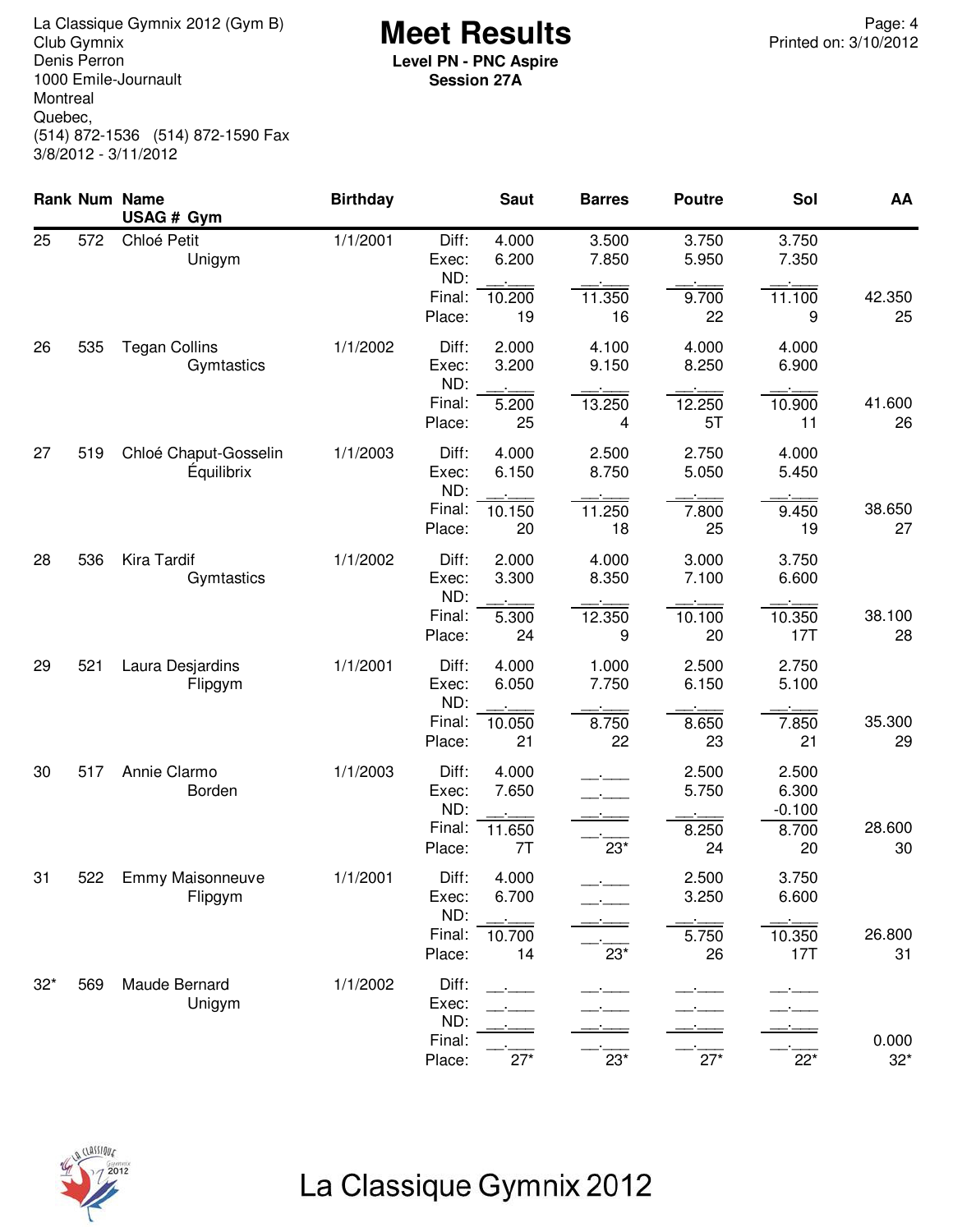La Classique Gymnix 2012 (Gym B)
Club Gymnix
Denis Perron
1000 Emile-Journault
Montreal
Quebec,
(514) 872-1536 (514) 872-1590 Fax
3/8/2012 - 3/11/2012

# Meet Results

**Level PN - PNC Aspire**
**Session 27A**

Page: 4
Printed on: 3/10/2012

| Rank | Num | Name / USAG # Gym | Birthday | | Saut | Barres | Poutre | Sol | AA |
|---|---|---|---|---|---|---|---|---|---|
| 25 | 572 | Chloé Petit | 1/1/2001 | Diff: | 4.000 | 3.500 | 3.750 | 3.750 | |
| | | Unigym | | Exec: | 6.200 | 7.850 | 5.950 | 7.350 | |
| | | | | ND: | __.___ | __.___ | __.___ | __.___ | |
| | | | | Final: | 10.200 | 11.350 | 9.700 | 11.100 | 42.350 |
| | | | | Place: | 19 | 16 | 22 | 9 | 25 |
| 26 | 535 | Tegan Collins | 1/1/2002 | Diff: | 2.000 | 4.100 | 4.000 | 4.000 | |
| | | Gymtastics | | Exec: | 3.200 | 9.150 | 8.250 | 6.900 | |
| | | | | ND: | __.___ | __.___ | __.___ | __.___ | |
| | | | | Final: | 5.200 | 13.250 | 12.250 | 10.900 | 41.600 |
| | | | | Place: | 25 | 4 | 5T | 11 | 26 |
| 27 | 519 | Chloé Chaput-Gosselin | 1/1/2003 | Diff: | 4.000 | 2.500 | 2.750 | 4.000 | |
| | | Équilibrix | | Exec: | 6.150 | 8.750 | 5.050 | 5.450 | |
| | | | | ND: | __.___ | __.___ | __.___ | __.___ | |
| | | | | Final: | 10.150 | 11.250 | 7.800 | 9.450 | 38.650 |
| | | | | Place: | 20 | 18 | 25 | 19 | 27 |
| 28 | 536 | Kira Tardif | 1/1/2002 | Diff: | 2.000 | 4.000 | 3.000 | 3.750 | |
| | | Gymtastics | | Exec: | 3.300 | 8.350 | 7.100 | 6.600 | |
| | | | | ND: | __.___ | __.___ | __.___ | __.___ | |
| | | | | Final: | 5.300 | 12.350 | 10.100 | 10.350 | 38.100 |
| | | | | Place: | 24 | 9 | 20 | 17T | 28 |
| 29 | 521 | Laura Desjardins | 1/1/2001 | Diff: | 4.000 | 1.000 | 2.500 | 2.750 | |
| | | Flipgym | | Exec: | 6.050 | 7.750 | 6.150 | 5.100 | |
| | | | | ND: | __.___ | __.___ | __.___ | __.___ | |
| | | | | Final: | 10.050 | 8.750 | 8.650 | 7.850 | 35.300 |
| | | | | Place: | 21 | 22 | 23 | 21 | 29 |
| 30 | 517 | Annie Clarmo | 1/1/2003 | Diff: | 4.000 | __.___ | 2.500 | 2.500 | |
| | | Borden | | Exec: | 7.650 | __.___ | 5.750 | 6.300 | |
| | | | | ND: | __.___ | __.___ | __.___ | -0.100 | |
| | | | | Final: | 11.650 | __.___ | 8.250 | 8.700 | 28.600 |
| | | | | Place: | 7T | 23* | 24 | 20 | 30 |
| 31 | 522 | Emmy Maisonneuve | 1/1/2001 | Diff: | 4.000 | __.___ | 2.500 | 3.750 | |
| | | Flipgym | | Exec: | 6.700 | __.___ | 3.250 | 6.600 | |
| | | | | ND: | __.___ | __.___ | __.___ | __.___ | |
| | | | | Final: | 10.700 | __.___ | 5.750 | 10.350 | 26.800 |
| | | | | Place: | 14 | 23* | 26 | 17T | 31 |
| 32* | 569 | Maude Bernard | 1/1/2002 | Diff: | __.___ | __.___ | __.___ | __.___ | |
| | | Unigym | | Exec: | __.___ | __.___ | __.___ | __.___ | |
| | | | | ND: | __.___ | __.___ | __.___ | __.___ | |
| | | | | Final: | __.___ | __.___ | __.___ | __.___ | 0.000 |
| | | | | Place: | 27* | 23* | 27* | 22* | 32* |

La Classique Gymnix 2012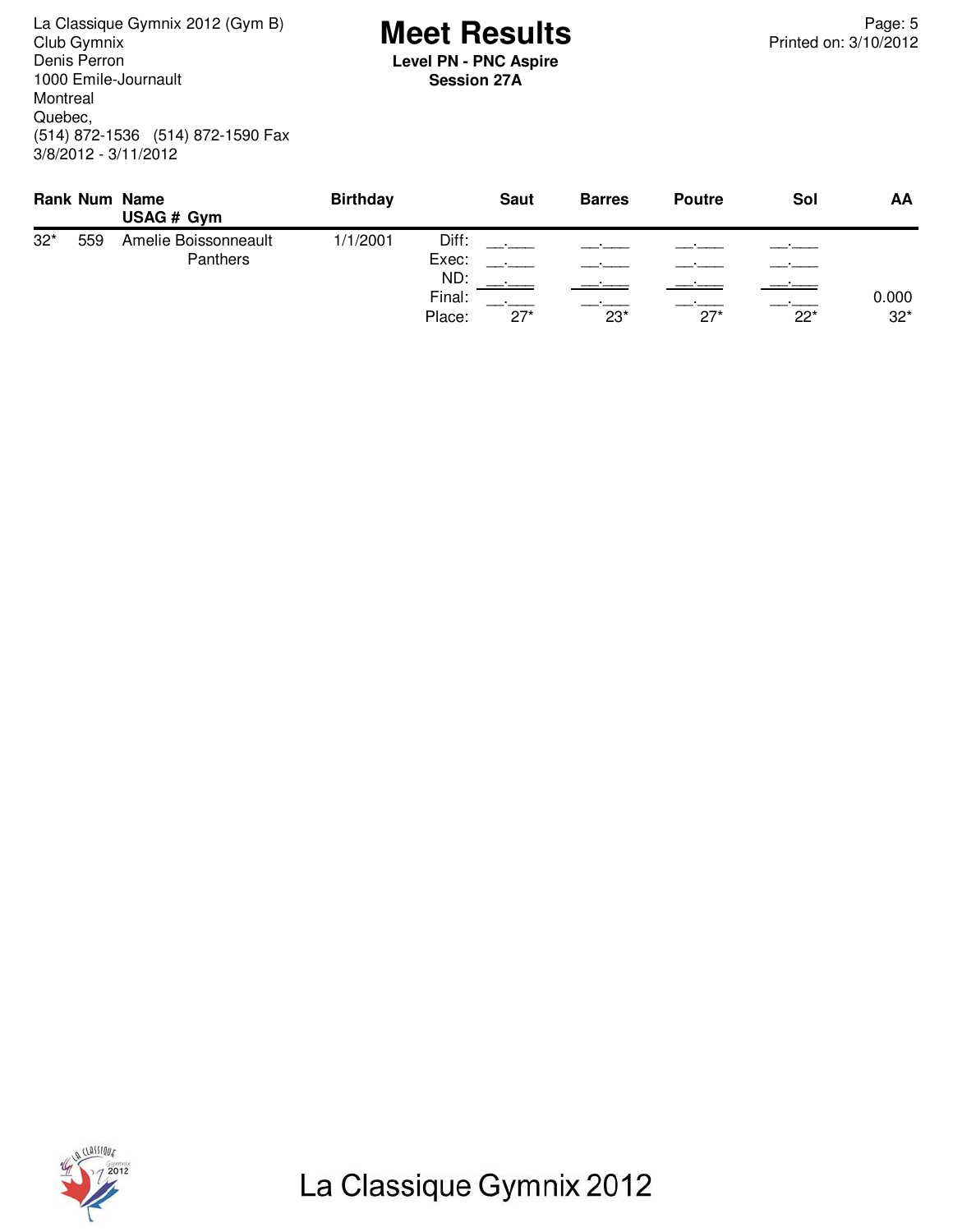La Classique Gymnix 2012 (Gym B)
Club Gymnix
Denis Perron
1000 Emile-Journault
Montreal
Quebec,
(514) 872-1536 (514) 872-1590 Fax
3/8/2012 - 3/11/2012

# Meet Results

**Level PN - PNC Aspire**
**Session 27A**

Printed on: 3/10/2012

| Rank | Num | Name / USAG # Gym | Birthday | | Saut | Barres | Poutre | Sol | AA |
|---|---|---|---|---|---|---|---|---|---|
| 32* | 559 | Amelie Boissonneault | 1/1/2001 | Diff: | __.___ | __.___ | __.___ | __.___ | |
| | | Panthers | | Exec: | __.___ | __.___ | __.___ | __.___ | |
| | | | | ND: | __.___ | __.___ | __.___ | __.___ | |
| | | | | Final: | __.___ | __.___ | __.___ | __.___ | 0.000 |
| | | | | Place: | 27* | 23* | 27* | 22* | 32* |

La Classique Gymnix 2012